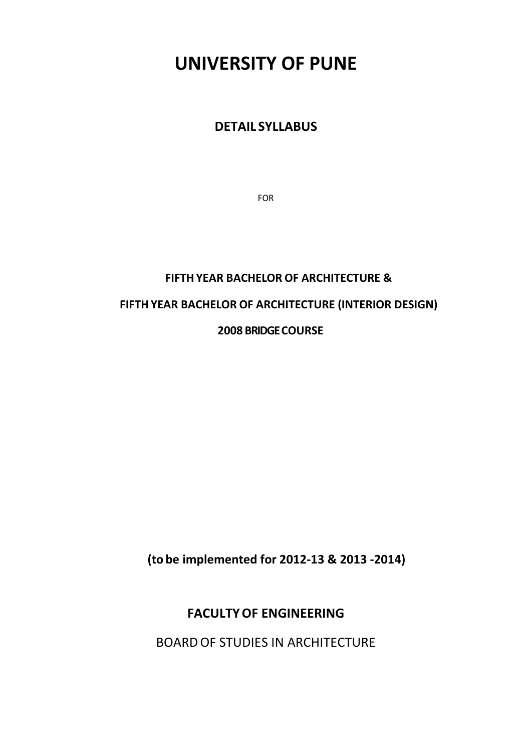# UNIVERSITY OF PUNE

## DETAIL SYLLABUS

FOR

**FIFTH YEAR BACHELOR OF ARCHITECTURE &**

**FIFTH YEAR BACHELOR OF ARCHITECTURE (INTERIOR DESIGN)**

**2008 BRIDGE COURSE**

**(to be implemented for 2012-13 & 2013 -2014)**

**FACULTY OF ENGINEERING**

BOARD OF STUDIES IN ARCHITECTURE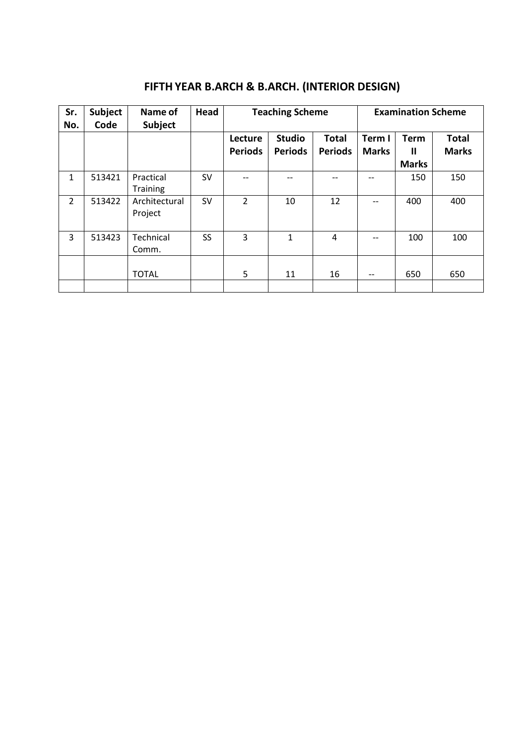## FIFTH YEAR B.ARCH & B.ARCH. (INTERIOR DESIGN)

| Sr. No. | Subject Code | Name of Subject | Head | Teaching Scheme | | | Examination Scheme | | |
|---|---|---|---|---|---|---|---|---|---|
| | | | | Lecture Periods | Studio Periods | Total Periods | Term I Marks | Term II Marks | Total Marks |
| 1 | 513421 | Practical Training | SV | -- | -- | -- | -- | 150 | 150 |
| 2 | 513422 | Architectural Project | SV | 2 | 10 | 12 | -- | 400 | 400 |
| 3 | 513423 | Technical Comm. | SS | 3 | 1 | 4 | -- | 100 | 100 |
| | | TOTAL | | 5 | 11 | 16 | -- | 650 | 650 |
| | | | | | | | | | |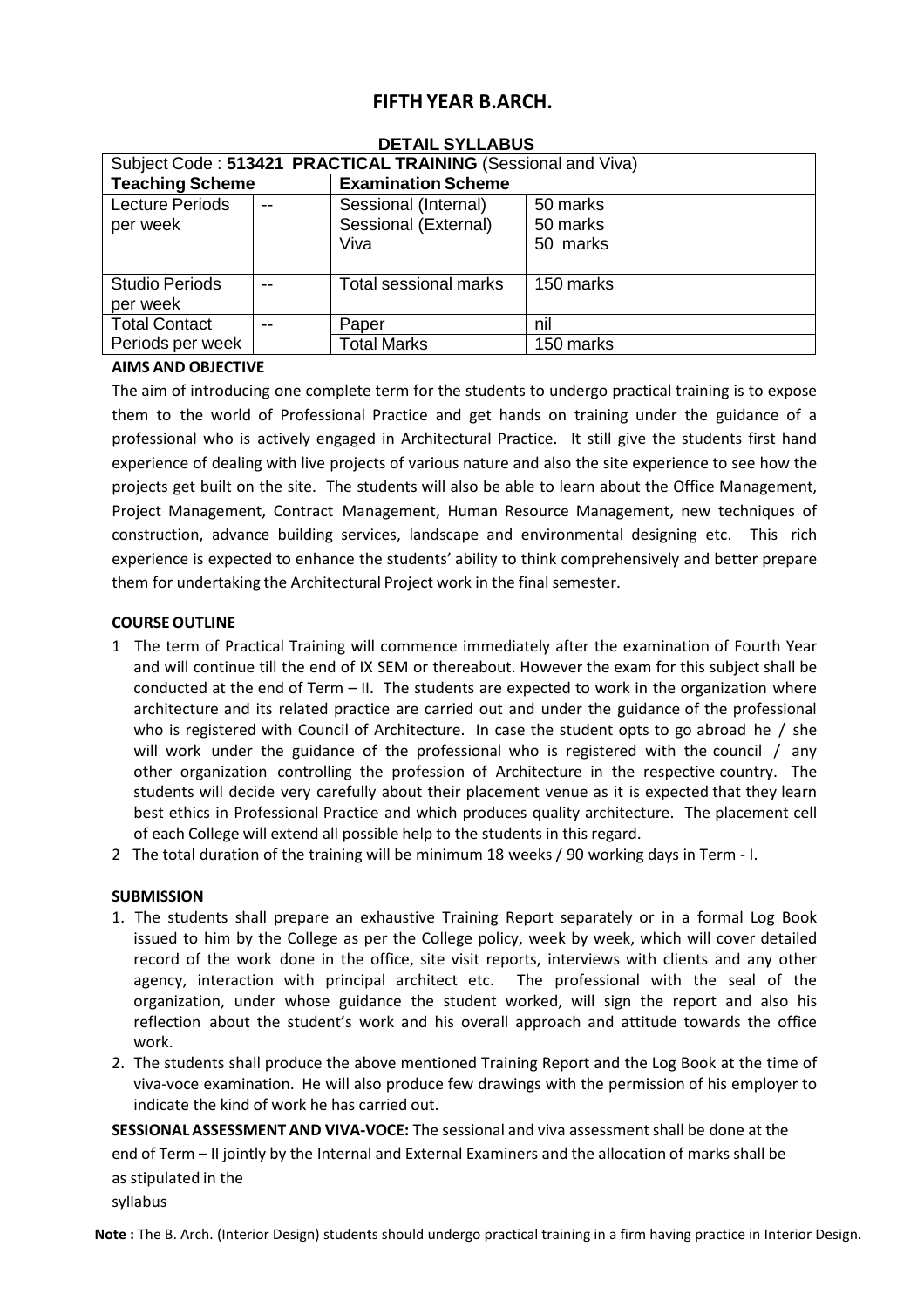# FIFTH YEAR B.ARCH.

## DETAIL SYLLABUS

| Subject Code : **513421 PRACTICAL TRAINING** (Sessional and Viva) | | | |
|---|---|---|---|
| **Teaching Scheme** | | **Examination Scheme** | |
| Lecture Periods per week | -- | Sessional (Internal)<br>Sessional (External)<br>Viva | 50 marks<br>50 marks<br>50 marks |
| Studio Periods per week | -- | Total sessional marks | 150 marks |
| Total Contact Periods per week | -- | Paper<br>Total Marks | nil<br>150 marks |

**AIMS AND OBJECTIVE**

The aim of introducing one complete term for the students to undergo practical training is to expose them to the world of Professional Practice and get hands on training under the guidance of a professional who is actively engaged in Architectural Practice. It still give the students first hand experience of dealing with live projects of various nature and also the site experience to see how the projects get built on the site. The students will also be able to learn about the Office Management, Project Management, Contract Management, Human Resource Management, new techniques of construction, advance building services, landscape and environmental designing etc. This rich experience is expected to enhance the students' ability to think comprehensively and better prepare them for undertaking the Architectural Project work in the final semester.

**COURSE OUTLINE**

1. The term of Practical Training will commence immediately after the examination of Fourth Year and will continue till the end of IX SEM or thereabout. However the exam for this subject shall be conducted at the end of Term – II. The students are expected to work in the organization where architecture and its related practice are carried out and under the guidance of the professional who is registered with Council of Architecture. In case the student opts to go abroad he / she will work under the guidance of the professional who is registered with the council / any other organization controlling the profession of Architecture in the respective country. The students will decide very carefully about their placement venue as it is expected that they learn best ethics in Professional Practice and which produces quality architecture. The placement cell of each College will extend all possible help to the students in this regard.
2. The total duration of the training will be minimum 18 weeks / 90 working days in Term - I.

**SUBMISSION**

1. The students shall prepare an exhaustive Training Report separately or in a formal Log Book issued to him by the College as per the College policy, week by week, which will cover detailed record of the work done in the office, site visit reports, interviews with clients and any other agency, interaction with principal architect etc. The professional with the seal of the organization, under whose guidance the student worked, will sign the report and also his reflection about the student's work and his overall approach and attitude towards the office work.
2. The students shall produce the above mentioned Training Report and the Log Book at the time of viva-voce examination. He will also produce few drawings with the permission of his employer to indicate the kind of work he has carried out.

**SESSIONAL ASSESSMENT AND VIVA-VOCE:** The sessional and viva assessment shall be done at the end of Term – II jointly by the Internal and External Examiners and the allocation of marks shall be as stipulated in the syllabus

**Note :** The B. Arch. (Interior Design) students should undergo practical training in a firm having practice in Interior Design.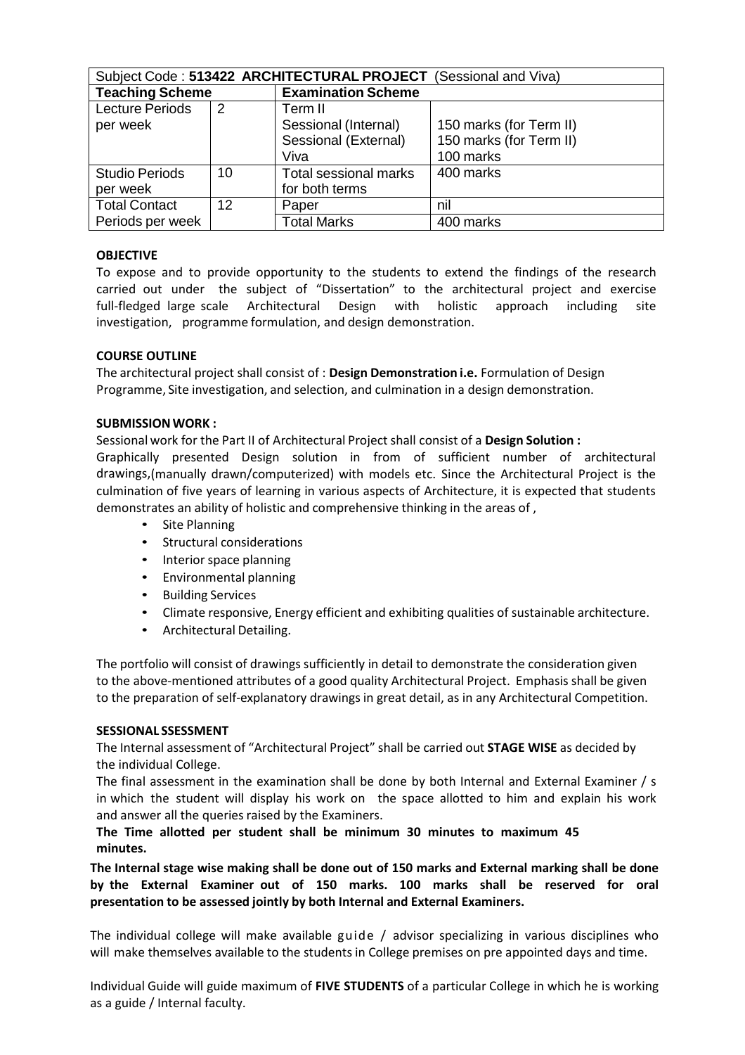| Subject Code : **513422 ARCHITECTURAL PROJECT** (Sessional and Viva) | | | |
|---|---|---|---|
| **Teaching Scheme** | | **Examination Scheme** | |
| Lecture Periods per week | 2 | Term II<br>Sessional (Internal)<br>Sessional (External)<br>Viva | <br>150 marks (for Term II)<br>150 marks (for Term II)<br>100 marks |
| Studio Periods per week | 10 | Total sessional marks for both terms | 400 marks |
| Total Contact Periods per week | 12 | Paper | nil |
| | | Total Marks | 400 marks |

**OBJECTIVE**

To expose and to provide opportunity to the students to extend the findings of the research carried out under the subject of "Dissertation" to the architectural project and exercise full-fledged large scale Architectural Design with holistic approach including site investigation, programme formulation, and design demonstration.

**COURSE OUTLINE**

The architectural project shall consist of : **Design Demonstration i.e.** Formulation of Design Programme, Site investigation, and selection, and culmination in a design demonstration.

**SUBMISSION WORK :**

Sessional work for the Part II of Architectural Project shall consist of a **Design Solution :**

Graphically presented Design solution in from of sufficient number of architectural drawings,(manually drawn/computerized) with models etc. Since the Architectural Project is the culmination of five years of learning in various aspects of Architecture, it is expected that students demonstrates an ability of holistic and comprehensive thinking in the areas of ,

- Site Planning
- Structural considerations
- Interior space planning
- Environmental planning
- Building Services
- Climate responsive, Energy efficient and exhibiting qualities of sustainable architecture.
- Architectural Detailing.

The portfolio will consist of drawings sufficiently in detail to demonstrate the consideration given to the above-mentioned attributes of a good quality Architectural Project. Emphasis shall be given to the preparation of self-explanatory drawings in great detail, as in any Architectural Competition.

**SESSIONAL SSESSMENT**

The Internal assessment of "Architectural Project" shall be carried out **STAGE WISE** as decided by the individual College.

The final assessment in the examination shall be done by both Internal and External Examiner / s in which the student will display his work on the space allotted to him and explain his work and answer all the queries raised by the Examiners.

**The Time allotted per student shall be minimum 30 minutes to maximum 45 minutes.**

**The Internal stage wise making shall be done out of 150 marks and External marking shall be done by the External Examiner out of 150 marks. 100 marks shall be reserved for oral presentation to be assessed jointly by both Internal and External Examiners.**

The individual college will make available guide / advisor specializing in various disciplines who will make themselves available to the students in College premises on pre appointed days and time.

Individual Guide will guide maximum of **FIVE STUDENTS** of a particular College in which he is working as a guide / Internal faculty.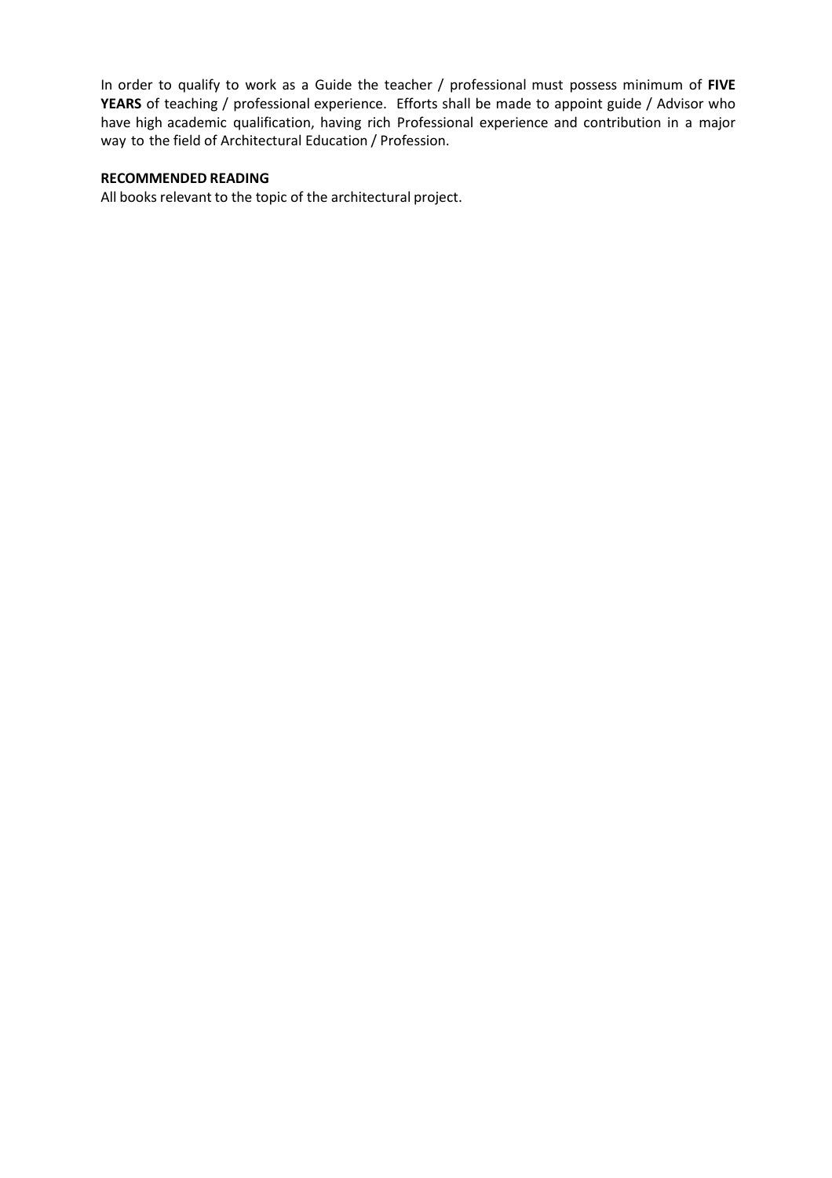In order to qualify to work as a Guide the teacher / professional must possess minimum of **FIVE YEARS** of teaching / professional experience. Efforts shall be made to appoint guide / Advisor who have high academic qualification, having rich Professional experience and contribution in a major way to the field of Architectural Education / Profession.

**RECOMMENDED READING**

All books relevant to the topic of the architectural project.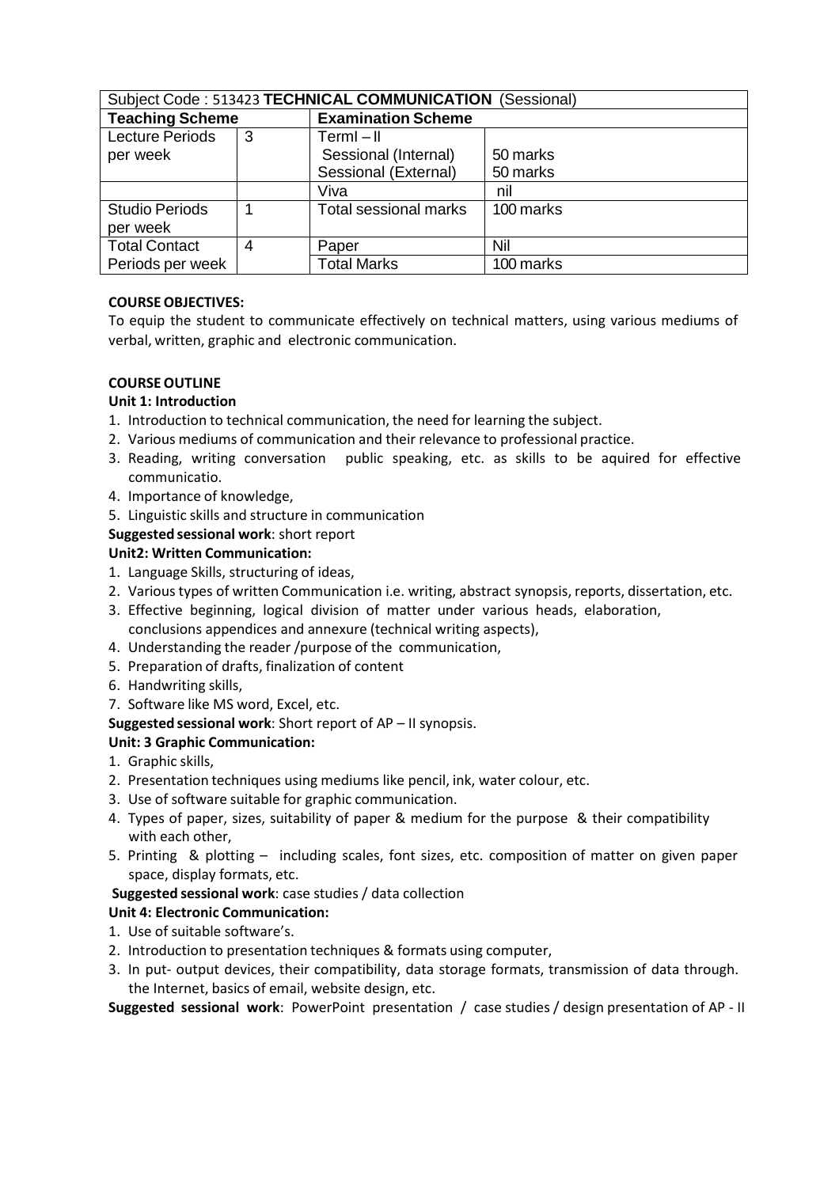| Subject Code : 513423 **TECHNICAL COMMUNICATION** (Sessional) | | | |
|---|---|---|---|
| **Teaching Scheme** | | **Examination Scheme** | |
| Lecture Periods per week | 3 | TermI – II<br>Sessional (Internal)<br>Sessional (External) | <br>50 marks<br>50 marks |
| | | Viva | nil |
| Studio Periods per week | 1 | Total sessional marks | 100 marks |
| Total Contact Periods per week | 4 | Paper | Nil |
| | | Total Marks | 100 marks |

**COURSE OBJECTIVES:**

To equip the student to communicate effectively on technical matters, using various mediums of verbal, written, graphic and electronic communication.

**COURSE OUTLINE**

**Unit 1: Introduction**

1. Introduction to technical communication, the need for learning the subject.
2. Various mediums of communication and their relevance to professional practice.
3. Reading, writing conversation public speaking, etc. as skills to be aquired for effective communicatio.
4. Importance of knowledge,
5. Linguistic skills and structure in communication

**Suggested sessional work**: short report

**Unit2: Written Communication:**

1. Language Skills, structuring of ideas,
2. Various types of written Communication i.e. writing, abstract synopsis, reports, dissertation, etc.
3. Effective beginning, logical division of matter under various heads, elaboration, conclusions appendices and annexure (technical writing aspects),
4. Understanding the reader /purpose of the communication,
5. Preparation of drafts, finalization of content
6. Handwriting skills,
7. Software like MS word, Excel, etc.

**Suggested sessional work**: Short report of AP – II synopsis.

**Unit: 3 Graphic Communication:**

1. Graphic skills,
2. Presentation techniques using mediums like pencil, ink, water colour, etc.
3. Use of software suitable for graphic communication.
4. Types of paper, sizes, suitability of paper & medium for the purpose & their compatibility with each other,
5. Printing & plotting – including scales, font sizes, etc. composition of matter on given paper space, display formats, etc.

**Suggested sessional work**: case studies / data collection

**Unit 4: Electronic Communication:**

1. Use of suitable software's.
2. Introduction to presentation techniques & formats using computer,
3. In put- output devices, their compatibility, data storage formats, transmission of data through. the Internet, basics of email, website design, etc.

**Suggested sessional work**: PowerPoint presentation / case studies / design presentation of AP - II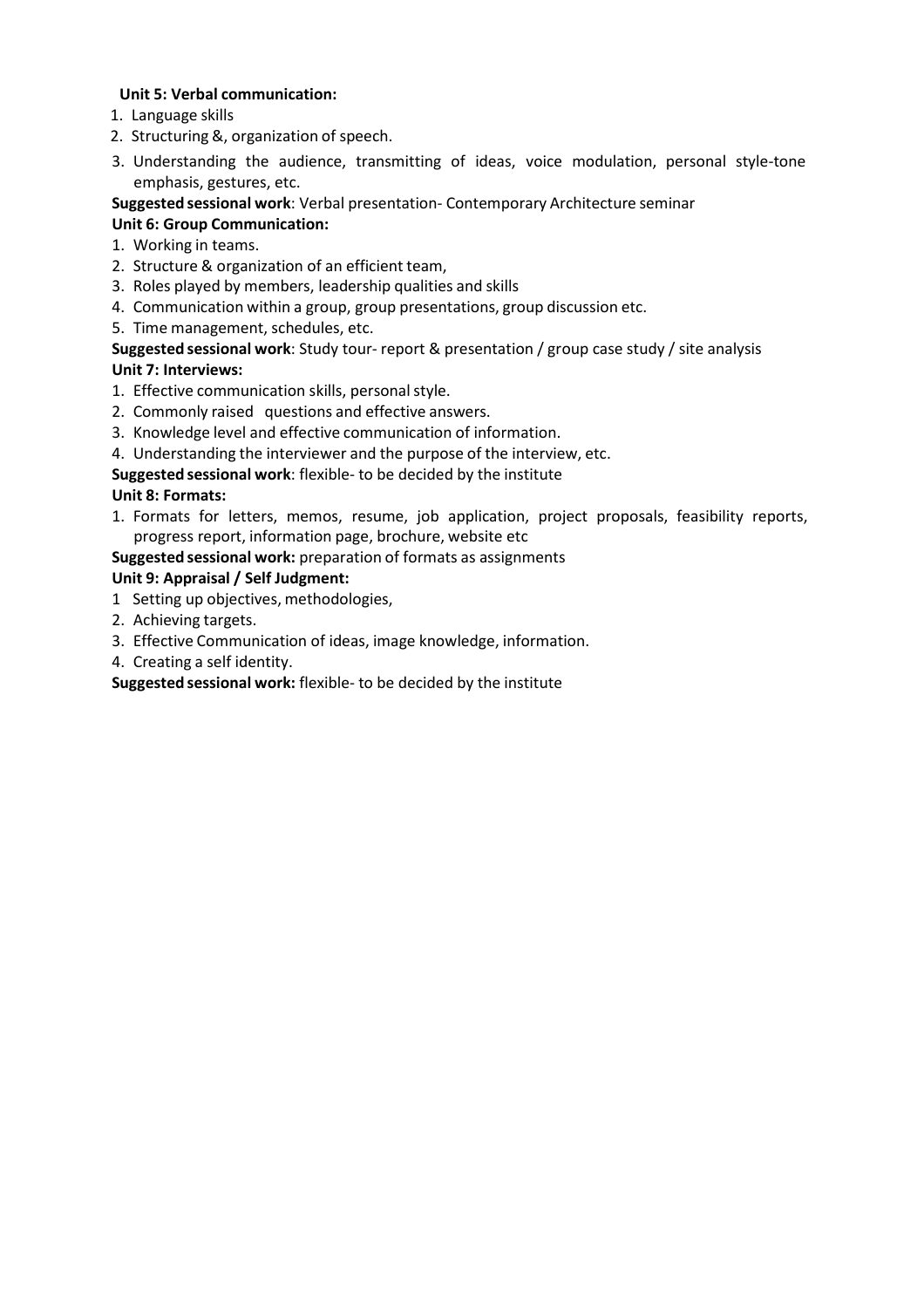**Unit 5: Verbal communication:**

1. Language skills
2. Structuring &, organization of speech.
3. Understanding the audience, transmitting of ideas, voice modulation, personal style-tone emphasis, gestures, etc.

**Suggested sessional work**: Verbal presentation- Contemporary Architecture seminar

**Unit 6: Group Communication:**

1. Working in teams.
2. Structure & organization of an efficient team,
3. Roles played by members, leadership qualities and skills
4. Communication within a group, group presentations, group discussion etc.
5. Time management, schedules, etc.

**Suggested sessional work**: Study tour- report & presentation / group case study / site analysis

**Unit 7: Interviews:**

1. Effective communication skills, personal style.
2. Commonly raised questions and effective answers.
3. Knowledge level and effective communication of information.
4. Understanding the interviewer and the purpose of the interview, etc.

**Suggested sessional work**: flexible- to be decided by the institute

**Unit 8: Formats:**

1. Formats for letters, memos, resume, job application, project proposals, feasibility reports, progress report, information page, brochure, website etc

**Suggested sessional work:** preparation of formats as assignments

**Unit 9: Appraisal / Self Judgment:**

1 Setting up objectives, methodologies,
2. Achieving targets.
3. Effective Communication of ideas, image knowledge, information.
4. Creating a self identity.

**Suggested sessional work:** flexible- to be decided by the institute